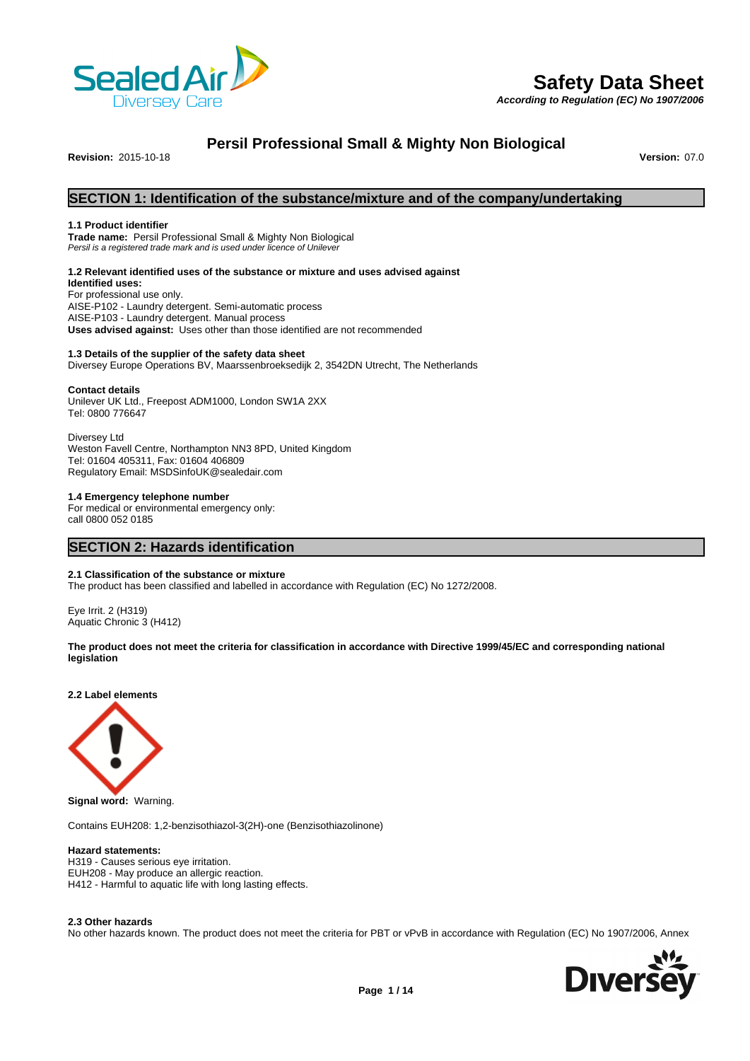# Safety Data Sheet

*According to Regulation (EC) No 1907/2006*

## Persil Professional Small & Mighty Non Biological

**Revision:** 2015-10-18 **Version:** 07.0

## SECTION 1: Identification of the substance/mixture and of the company/undertaking

### 1.1 Product identifier

**Trade name:** Persil Professional Small & Mighty Non Biological
*Persil is a registered trade mark and is used under licence of Unilever*

### 1.2 Relevant identified uses of the substance or mixture and uses advised against

**Identified uses:**
For professional use only.
AISE-P102 - Laundry detergent. Semi-automatic process
AISE-P103 - Laundry detergent. Manual process
**Uses advised against:** Uses other than those identified are not recommended

### 1.3 Details of the supplier of the safety data sheet

Diversey Europe Operations BV, Maarssenbroeksedijk 2, 3542DN Utrecht, The Netherlands

**Contact details**
Unilever UK Ltd., Freepost ADM1000, London SW1A 2XX
Tel: 0800 776647

Diversey Ltd
Weston Favell Centre, Northampton NN3 8PD, United Kingdom
Tel: 01604 405311, Fax: 01604 406809
Regulatory Email: MSDSinfoUK@sealedair.com

### 1.4 Emergency telephone number

For medical or environmental emergency only:
call 0800 052 0185

## SECTION 2: Hazards identification

### 2.1 Classification of the substance or mixture

The product has been classified and labelled in accordance with Regulation (EC) No 1272/2008.

Eye Irrit. 2 (H319)
Aquatic Chronic 3 (H412)

**The product does not meet the criteria for classification in accordance with Directive 1999/45/EC and corresponding national legislation**

### 2.2 Label elements

**Signal word:** Warning.

Contains EUH208: 1,2-benzisothiazol-3(2H)-one (Benzisothiazolinone)

**Hazard statements:**
H319 - Causes serious eye irritation.
EUH208 - May produce an allergic reaction.
H412 - Harmful to aquatic life with long lasting effects.

### 2.3 Other hazards

No other hazards known. The product does not meet the criteria for PBT or vPvB in accordance with Regulation (EC) No 1907/2006, Annex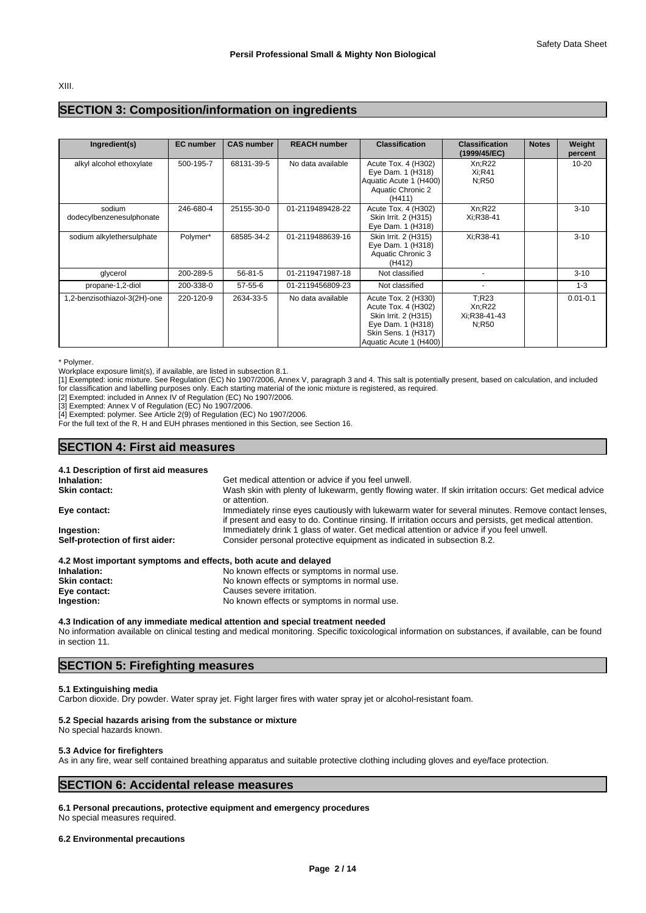XIII.

## SECTION 3: Composition/information on ingredients

| Ingredient(s) | EC number | CAS number | REACH number | Classification | Classification (1999/45/EC) | Notes | Weight percent |
|---|---|---|---|---|---|---|---|
| alkyl alcohol ethoxylate | 500-195-7 | 68131-39-5 | No data available | Acute Tox. 4 (H302) Eye Dam. 1 (H318) Aquatic Acute 1 (H400) Aquatic Chronic 2 (H411) | Xn;R22 Xi;R41 N;R50 | | 10-20 |
| sodium dodecylbenzenesulphonate | 246-680-4 | 25155-30-0 | 01-2119489428-22 | Acute Tox. 4 (H302) Skin Irrit. 2 (H315) Eye Dam. 1 (H318) | Xn;R22 Xi;R38-41 | | 3-10 |
| sodium alkylethersulphate | Polymer* | 68585-34-2 | 01-2119488639-16 | Skin Irrit. 2 (H315) Eye Dam. 1 (H318) Aquatic Chronic 3 (H412) | Xi;R38-41 | | 3-10 |
| glycerol | 200-289-5 | 56-81-5 | 01-2119471987-18 | Not classified | - | | 3-10 |
| propane-1,2-diol | 200-338-0 | 57-55-6 | 01-2119456809-23 | Not classified | - | | 1-3 |
| 1,2-benzisothiazol-3(2H)-one | 220-120-9 | 2634-33-5 | No data available | Acute Tox. 2 (H330) Acute Tox. 4 (H302) Skin Irrit. 2 (H315) Eye Dam. 1 (H318) Skin Sens. 1 (H317) Aquatic Acute 1 (H400) | T;R23 Xn;R22 Xi;R38-41-43 N;R50 | | 0.01-0.1 |

* Polymer.

Workplace exposure limit(s), if available, are listed in subsection 8.1.

[1] Exempted: ionic mixture. See Regulation (EC) No 1907/2006, Annex V, paragraph 3 and 4. This salt is potentially present, based on calculation, and included for classification and labelling purposes only. Each starting material of the ionic mixture is registered, as required.

[2] Exempted: included in Annex IV of Regulation (EC) No 1907/2006.

[3] Exempted: Annex V of Regulation (EC) No 1907/2006.

[4] Exempted: polymer. See Article 2(9) of Regulation (EC) No 1907/2006.

For the full text of the R, H and EUH phrases mentioned in this Section, see Section 16.

## SECTION 4: First aid measures

### 4.1 Description of first aid measures

**Inhalation:** Get medical attention or advice if you feel unwell.

**Skin contact:** Wash skin with plenty of lukewarm, gently flowing water. If skin irritation occurs: Get medical advice or attention.

**Eye contact:** Immediately rinse eyes cautiously with lukewarm water for several minutes. Remove contact lenses, if present and easy to do. Continue rinsing. If irritation occurs and persists, get medical attention.

**Ingestion:** Immediately drink 1 glass of water. Get medical attention or advice if you feel unwell.

**Self-protection of first aider:** Consider personal protective equipment as indicated in subsection 8.2.

### 4.2 Most important symptoms and effects, both acute and delayed

**Inhalation:** No known effects or symptoms in normal use.

**Skin contact:** No known effects or symptoms in normal use.

**Eye contact:** Causes severe irritation.

**Ingestion:** No known effects or symptoms in normal use.

### 4.3 Indication of any immediate medical attention and special treatment needed

No information available on clinical testing and medical monitoring. Specific toxicological information on substances, if available, can be found in section 11.

## SECTION 5: Firefighting measures

### 5.1 Extinguishing media

Carbon dioxide. Dry powder. Water spray jet. Fight larger fires with water spray jet or alcohol-resistant foam.

### 5.2 Special hazards arising from the substance or mixture

No special hazards known.

### 5.3 Advice for firefighters

As in any fire, wear self contained breathing apparatus and suitable protective clothing including gloves and eye/face protection.

## SECTION 6: Accidental release measures

### 6.1 Personal precautions, protective equipment and emergency procedures

No special measures required.

### 6.2 Environmental precautions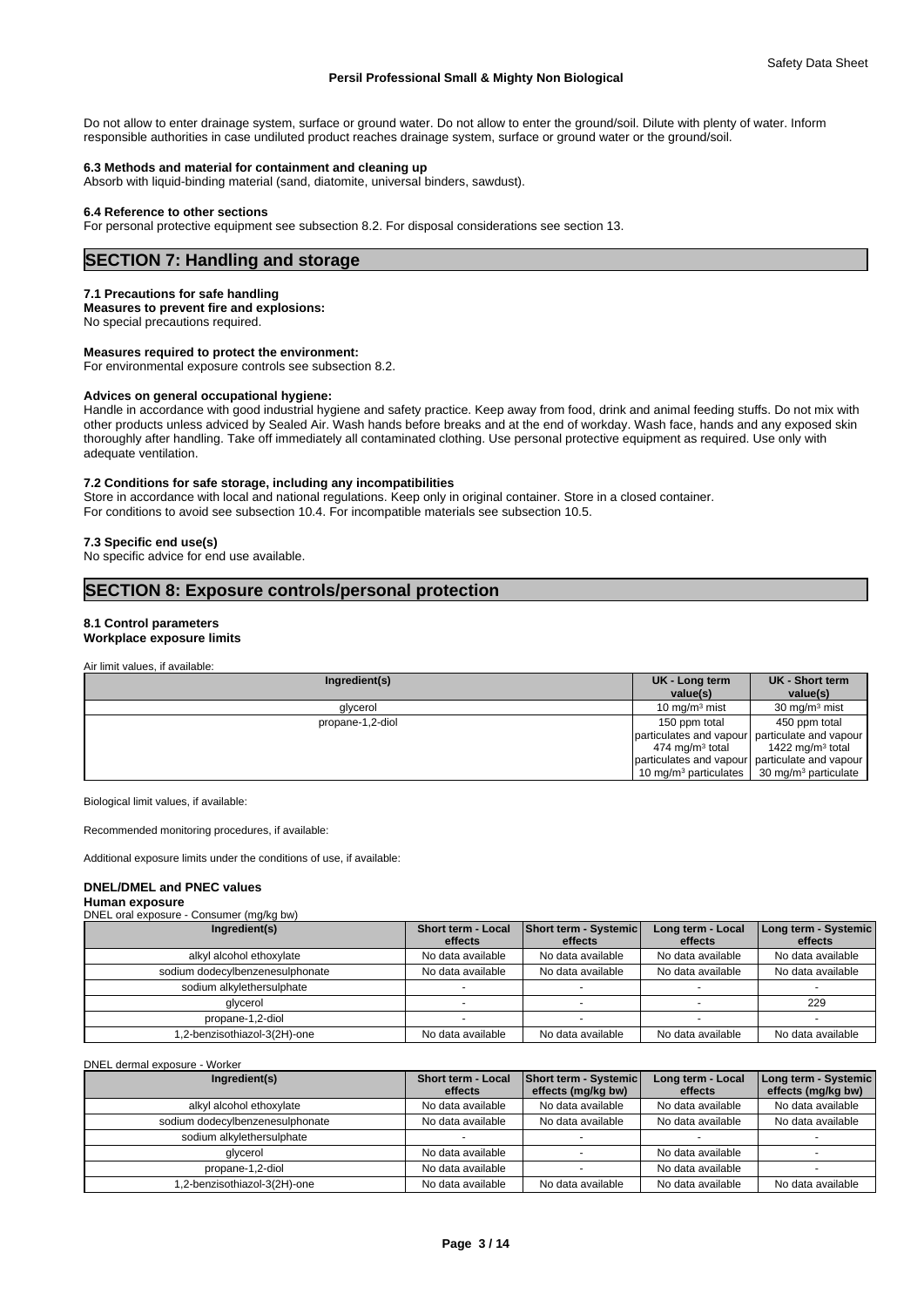Do not allow to enter drainage system, surface or ground water. Do not allow to enter the ground/soil. Dilute with plenty of water. Inform responsible authorities in case undiluted product reaches drainage system, surface or ground water or the ground/soil.

**6.3 Methods and material for containment and cleaning up**

Absorb with liquid-binding material (sand, diatomite, universal binders, sawdust).

**6.4 Reference to other sections**

For personal protective equipment see subsection 8.2. For disposal considerations see section 13.

## SECTION 7: Handling and storage

**7.1 Precautions for safe handling**

**Measures to prevent fire and explosions:**

No special precautions required.

**Measures required to protect the environment:**

For environmental exposure controls see subsection 8.2.

**Advices on general occupational hygiene:**

Handle in accordance with good industrial hygiene and safety practice. Keep away from food, drink and animal feeding stuffs. Do not mix with other products unless adviced by Sealed Air. Wash hands before breaks and at the end of workday. Wash face, hands and any exposed skin thoroughly after handling. Take off immediately all contaminated clothing. Use personal protective equipment as required. Use only with adequate ventilation.

**7.2 Conditions for safe storage, including any incompatibilities**

Store in accordance with local and national regulations. Keep only in original container. Store in a closed container.
For conditions to avoid see subsection 10.4. For incompatible materials see subsection 10.5.

**7.3 Specific end use(s)**

No specific advice for end use available.

## SECTION 8: Exposure controls/personal protection

**8.1 Control parameters**

**Workplace exposure limits**

Air limit values, if available:

| Ingredient(s) | UK - Long term value(s) | UK - Short term value(s) |
|---|---|---|
| glycerol | 10 mg/m³ mist | 30 mg/m³ mist |
| propane-1,2-diol | 150 ppm total particulates and vapour<br>474 mg/m³ total particulates and vapour<br>10 mg/m³ particulates | 450 ppm total particulate and vapour<br>1422 mg/m³ total particulate and vapour<br>30 mg/m³ particulate |

Biological limit values, if available:

Recommended monitoring procedures, if available:

Additional exposure limits under the conditions of use, if available:

**DNEL/DMEL and PNEC values**

**Human exposure**

DNEL oral exposure - Consumer (mg/kg bw)

| Ingredient(s) | Short term - Local effects | Short term - Systemic effects | Long term - Local effects | Long term - Systemic effects |
|---|---|---|---|---|
| alkyl alcohol ethoxylate | No data available | No data available | No data available | No data available |
| sodium dodecylbenzenesulphonate | No data available | No data available | No data available | No data available |
| sodium alkylethersulphate | - | - | - | - |
| glycerol | - | - | - | 229 |
| propane-1,2-diol | - | - | - | - |
| 1,2-benzisothiazol-3(2H)-one | No data available | No data available | No data available | No data available |

DNEL dermal exposure - Worker

| Ingredient(s) | Short term - Local effects | Short term - Systemic effects (mg/kg bw) | Long term - Local effects | Long term - Systemic effects (mg/kg bw) |
|---|---|---|---|---|
| alkyl alcohol ethoxylate | No data available | No data available | No data available | No data available |
| sodium dodecylbenzenesulphonate | No data available | No data available | No data available | No data available |
| sodium alkylethersulphate | - | - | - | - |
| glycerol | No data available | - | No data available | - |
| propane-1,2-diol | No data available | - | No data available | - |
| 1,2-benzisothiazol-3(2H)-one | No data available | No data available | No data available | No data available |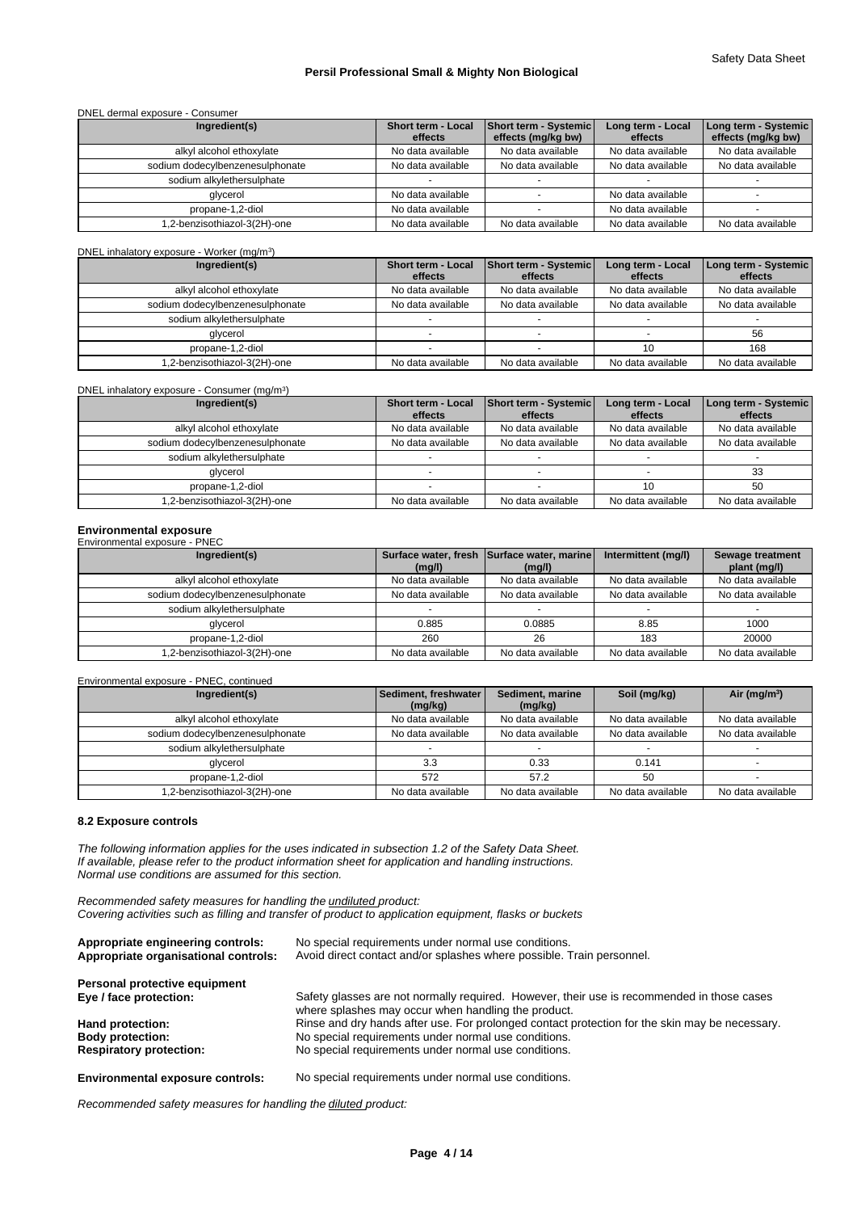DNEL dermal exposure - Consumer

| Ingredient(s) | Short term - Local effects | Short term - Systemic effects (mg/kg bw) | Long term - Local effects | Long term - Systemic effects (mg/kg bw) |
|---|---|---|---|---|
| alkyl alcohol ethoxylate | No data available | No data available | No data available | No data available |
| sodium dodecylbenzenesulphonate | No data available | No data available | No data available | No data available |
| sodium alkylethersulphate | - | - | - | - |
| glycerol | No data available | - | No data available | - |
| propane-1,2-diol | No data available | - | No data available | - |
| 1,2-benzisothiazol-3(2H)-one | No data available | No data available | No data available | No data available |

DNEL inhalatory exposure - Worker (mg/m³)

| Ingredient(s) | Short term - Local effects | Short term - Systemic effects | Long term - Local effects | Long term - Systemic effects |
|---|---|---|---|---|
| alkyl alcohol ethoxylate | No data available | No data available | No data available | No data available |
| sodium dodecylbenzenesulphonate | No data available | No data available | No data available | No data available |
| sodium alkylethersulphate | - | - | - | - |
| glycerol | - | - | - | 56 |
| propane-1,2-diol | - | - | 10 | 168 |
| 1,2-benzisothiazol-3(2H)-one | No data available | No data available | No data available | No data available |

DNEL inhalatory exposure - Consumer (mg/m³)

| Ingredient(s) | Short term - Local effects | Short term - Systemic effects | Long term - Local effects | Long term - Systemic effects |
|---|---|---|---|---|
| alkyl alcohol ethoxylate | No data available | No data available | No data available | No data available |
| sodium dodecylbenzenesulphonate | No data available | No data available | No data available | No data available |
| sodium alkylethersulphate | - | - | - | - |
| glycerol | - | - | - | 33 |
| propane-1,2-diol | - | - | 10 | 50 |
| 1,2-benzisothiazol-3(2H)-one | No data available | No data available | No data available | No data available |

**Environmental exposure**

Environmental exposure - PNEC

| Ingredient(s) | Surface water, fresh (mg/l) | Surface water, marine (mg/l) | Intermittent (mg/l) | Sewage treatment plant (mg/l) |
|---|---|---|---|---|
| alkyl alcohol ethoxylate | No data available | No data available | No data available | No data available |
| sodium dodecylbenzenesulphonate | No data available | No data available | No data available | No data available |
| sodium alkylethersulphate | - | - | - | - |
| glycerol | 0.885 | 0.0885 | 8.85 | 1000 |
| propane-1,2-diol | 260 | 26 | 183 | 20000 |
| 1,2-benzisothiazol-3(2H)-one | No data available | No data available | No data available | No data available |

Environmental exposure - PNEC, continued

| Ingredient(s) | Sediment, freshwater (mg/kg) | Sediment, marine (mg/kg) | Soil (mg/kg) | Air (mg/m³) |
|---|---|---|---|---|
| alkyl alcohol ethoxylate | No data available | No data available | No data available | No data available |
| sodium dodecylbenzenesulphonate | No data available | No data available | No data available | No data available |
| sodium alkylethersulphate | - | - | - | - |
| glycerol | 3.3 | 0.33 | 0.141 | - |
| propane-1,2-diol | 572 | 57.2 | 50 | - |
| 1,2-benzisothiazol-3(2H)-one | No data available | No data available | No data available | No data available |

**8.2 Exposure controls**

*The following information applies for the uses indicated in subsection 1.2 of the Safety Data Sheet.*
*If available, please refer to the product information sheet for application and handling instructions.*
*Normal use conditions are assumed for this section.*

*Recommended safety measures for handling the undiluted product:*
*Covering activities such as filling and transfer of product to application equipment, flasks or buckets*

**Appropriate engineering controls:** No special requirements under normal use conditions.
**Appropriate organisational controls:** Avoid direct contact and/or splashes where possible. Train personnel.

**Personal protective equipment**
**Eye / face protection:** Safety glasses are not normally required. However, their use is recommended in those cases where splashes may occur when handling the product.
**Hand protection:** Rinse and dry hands after use. For prolonged contact protection for the skin may be necessary.
**Body protection:** No special requirements under normal use conditions.
**Respiratory protection:** No special requirements under normal use conditions.

**Environmental exposure controls:** No special requirements under normal use conditions.

*Recommended safety measures for handling the diluted product:*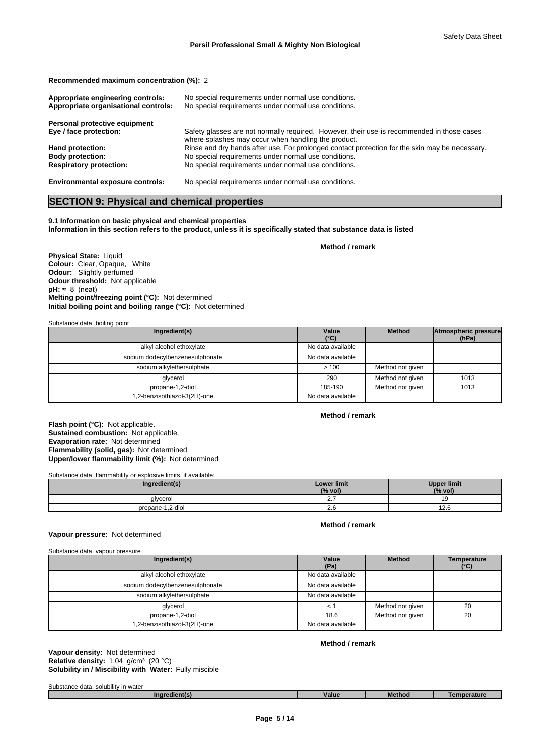**Recommended maximum concentration (%):** 2

**Appropriate engineering controls:** No special requirements under normal use conditions.
**Appropriate organisational controls:** No special requirements under normal use conditions.

**Personal protective equipment**
**Eye / face protection:** Safety glasses are not normally required. However, their use is recommended in those cases where splashes may occur when handling the product.
**Hand protection:** Rinse and dry hands after use. For prolonged contact protection for the skin may be necessary.
**Body protection:** No special requirements under normal use conditions.
**Respiratory protection:** No special requirements under normal use conditions.

**Environmental exposure controls:** No special requirements under normal use conditions.

## SECTION 9: Physical and chemical properties

**9.1 Information on basic physical and chemical properties**
**Information in this section refers to the product, unless it is specifically stated that substance data is listed**

**Method / remark**

**Physical State:** Liquid
**Colour:** Clear, Opaque, White
**Odour:** Slightly perfumed
**Odour threshold:** Not applicable
**pH:** ≈ 8 (neat)
**Melting point/freezing point (°C):** Not determined
**Initial boiling point and boiling range (°C):** Not determined

Substance data, boiling point

| Ingredient(s) | Value (°C) | Method | Atmospheric pressure (hPa) |
|---|---|---|---|
| alkyl alcohol ethoxylate | No data available | | |
| sodium dodecylbenzenesulphonate | No data available | | |
| sodium alkylethersulphate | > 100 | Method not given | |
| glycerol | 290 | Method not given | 1013 |
| propane-1,2-diol | 185-190 | Method not given | 1013 |
| 1,2-benzisothiazol-3(2H)-one | No data available | | |

**Method / remark**

**Flash point (°C):** Not applicable.
**Sustained combustion:** Not applicable.
**Evaporation rate:** Not determined
**Flammability (solid, gas):** Not determined
**Upper/lower flammability limit (%):** Not determined

Substance data, flammability or explosive limits, if available:

| Ingredient(s) | Lower limit (% vol) | Upper limit (% vol) |
|---|---|---|
| glycerol | 2.7 | 19 |
| propane-1,2-diol | 2.6 | 12.6 |

**Method / remark**

**Vapour pressure:** Not determined

Substance data, vapour pressure

| Ingredient(s) | Value (Pa) | Method | Temperature (°C) |
|---|---|---|---|
| alkyl alcohol ethoxylate | No data available | | |
| sodium dodecylbenzenesulphonate | No data available | | |
| sodium alkylethersulphate | No data available | | |
| glycerol | < 1 | Method not given | 20 |
| propane-1,2-diol | 18.6 | Method not given | 20 |
| 1,2-benzisothiazol-3(2H)-one | No data available | | |

**Method / remark**

**Vapour density:** Not determined
**Relative density:** 1.04 g/cm³ (20 °C)
**Solubility in / Miscibility with Water:** Fully miscible

Substance data, solubility in water

| Ingredient(s) | Value | Method | Temperature |
|---|---|---|---|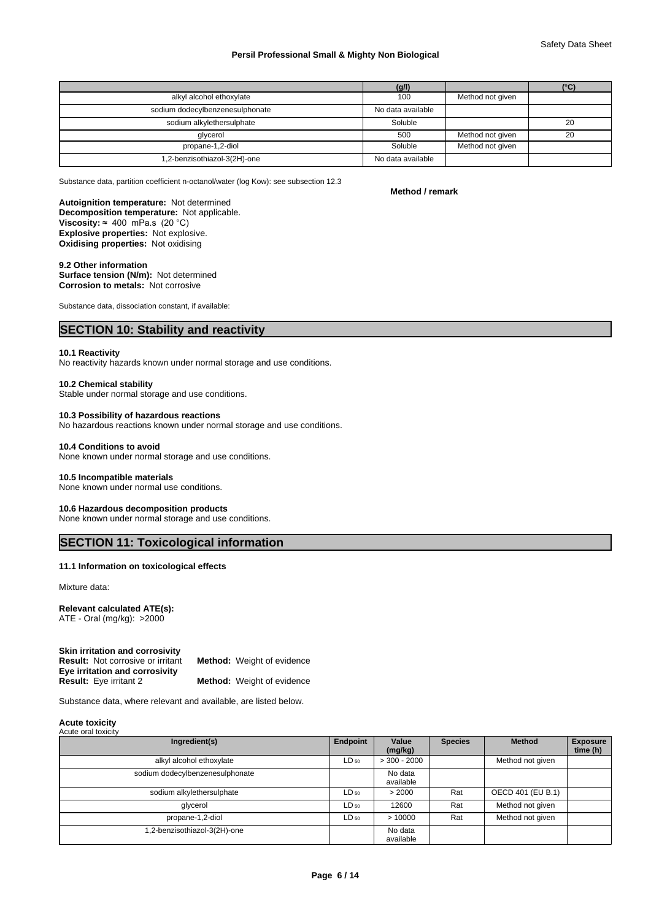| | (g/l) | | (°C) |
|---|---|---|---|
| alkyl alcohol ethoxylate | 100 | Method not given | |
| sodium dodecylbenzenesulphonate | No data available | | |
| sodium alkylethersulphate | Soluble | | 20 |
| glycerol | 500 | Method not given | 20 |
| propane-1,2-diol | Soluble | Method not given | |
| 1,2-benzisothiazol-3(2H)-one | No data available | | |

Substance data, partition coefficient n-octanol/water (log Kow): see subsection 12.3

**Method / remark**

**Autoignition temperature:** Not determined
**Decomposition temperature:** Not applicable.
**Viscosity:** ≈ 400 mPa.s (20 °C)
**Explosive properties:** Not explosive.
**Oxidising properties:** Not oxidising

**9.2 Other information**
**Surface tension (N/m):** Not determined
**Corrosion to metals:** Not corrosive

Substance data, dissociation constant, if available:

## SECTION 10: Stability and reactivity

**10.1 Reactivity**
No reactivity hazards known under normal storage and use conditions.

**10.2 Chemical stability**
Stable under normal storage and use conditions.

**10.3 Possibility of hazardous reactions**
No hazardous reactions known under normal storage and use conditions.

**10.4 Conditions to avoid**
None known under normal storage and use conditions.

**10.5 Incompatible materials**
None known under normal use conditions.

**10.6 Hazardous decomposition products**
None known under normal storage and use conditions.

## SECTION 11: Toxicological information

**11.1 Information on toxicological effects**

Mixture data:

**Relevant calculated ATE(s):**
ATE - Oral (mg/kg): >2000

**Skin irritation and corrosivity**
**Result:** Not corrosive or irritant **Method:** Weight of evidence
**Eye irritation and corrosivity**
**Result:** Eye irritant 2 **Method:** Weight of evidence

Substance data, where relevant and available, are listed below.

**Acute toxicity**
Acute oral toxicity

| Ingredient(s) | Endpoint | Value (mg/kg) | Species | Method | Exposure time (h) |
|---|---|---|---|---|---|
| alkyl alcohol ethoxylate | $LD_{50}$ | > 300 - 2000 | | Method not given | |
| sodium dodecylbenzenesulphonate | | No data available | | | |
| sodium alkylethersulphate | $LD_{50}$ | > 2000 | Rat | OECD 401 (EU B.1) | |
| glycerol | $LD_{50}$ | 12600 | Rat | Method not given | |
| propane-1,2-diol | $LD_{50}$ | > 10000 | Rat | Method not given | |
| 1,2-benzisothiazol-3(2H)-one | | No data available | | | |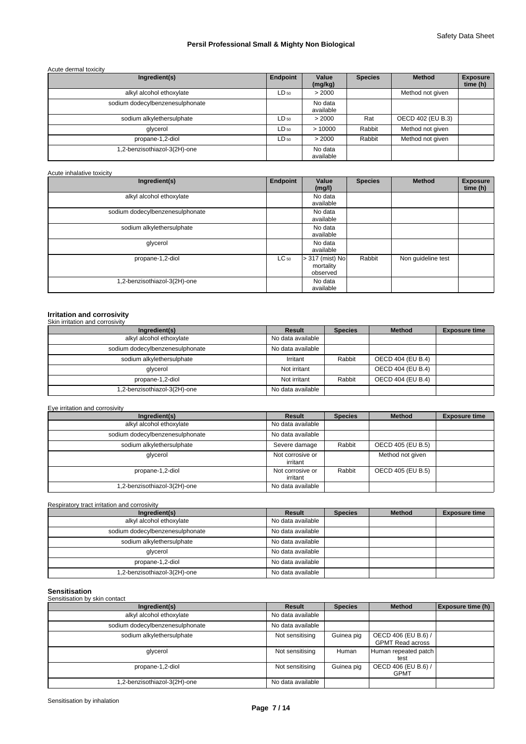Acute dermal toxicity

| Ingredient(s) | Endpoint | Value (mg/kg) | Species | Method | Exposure time (h) |
|---|---|---|---|---|---|
| alkyl alcohol ethoxylate | $LD_{50}$ | > 2000 | | Method not given | |
| sodium dodecylbenzenesulphonate | | No data available | | | |
| sodium alkylethersulphate | $LD_{50}$ | > 2000 | Rat | OECD 402 (EU B.3) | |
| glycerol | $LD_{50}$ | > 10000 | Rabbit | Method not given | |
| propane-1,2-diol | $LD_{50}$ | > 2000 | Rabbit | Method not given | |
| 1,2-benzisothiazol-3(2H)-one | | No data available | | | |

Acute inhalative toxicity

| Ingredient(s) | Endpoint | Value (mg/l) | Species | Method | Exposure time (h) |
|---|---|---|---|---|---|
| alkyl alcohol ethoxylate | | No data available | | | |
| sodium dodecylbenzenesulphonate | | No data available | | | |
| sodium alkylethersulphate | | No data available | | | |
| glycerol | | No data available | | | |
| propane-1,2-diol | $LC_{50}$ | > 317 (mist) No mortality observed | Rabbit | Non guideline test | |
| 1,2-benzisothiazol-3(2H)-one | | No data available | | | |

## Irritation and corrosivity

Skin irritation and corrosivity

| Ingredient(s) | Result | Species | Method | Exposure time |
|---|---|---|---|---|
| alkyl alcohol ethoxylate | No data available | | | |
| sodium dodecylbenzenesulphonate | No data available | | | |
| sodium alkylethersulphate | Irritant | Rabbit | OECD 404 (EU B.4) | |
| glycerol | Not irritant | | OECD 404 (EU B.4) | |
| propane-1,2-diol | Not irritant | Rabbit | OECD 404 (EU B.4) | |
| 1,2-benzisothiazol-3(2H)-one | No data available | | | |

Eye irritation and corrosivity

| Ingredient(s) | Result | Species | Method | Exposure time |
|---|---|---|---|---|
| alkyl alcohol ethoxylate | No data available | | | |
| sodium dodecylbenzenesulphonate | No data available | | | |
| sodium alkylethersulphate | Severe damage | Rabbit | OECD 405 (EU B.5) | |
| glycerol | Not corrosive or irritant | | Method not given | |
| propane-1,2-diol | Not corrosive or irritant | Rabbit | OECD 405 (EU B.5) | |
| 1,2-benzisothiazol-3(2H)-one | No data available | | | |

Respiratory tract irritation and corrosivity

| Ingredient(s) | Result | Species | Method | Exposure time |
|---|---|---|---|---|
| alkyl alcohol ethoxylate | No data available | | | |
| sodium dodecylbenzenesulphonate | No data available | | | |
| sodium alkylethersulphate | No data available | | | |
| glycerol | No data available | | | |
| propane-1,2-diol | No data available | | | |
| 1,2-benzisothiazol-3(2H)-one | No data available | | | |

## Sensitisation

Sensitisation by skin contact

| Ingredient(s) | Result | Species | Method | Exposure time (h) |
|---|---|---|---|---|
| alkyl alcohol ethoxylate | No data available | | | |
| sodium dodecylbenzenesulphonate | No data available | | | |
| sodium alkylethersulphate | Not sensitising | Guinea pig | OECD 406 (EU B.6) / GPMT Read across | |
| glycerol | Not sensitising | Human | Human repeated patch test | |
| propane-1,2-diol | Not sensitising | Guinea pig | OECD 406 (EU B.6) / GPMT | |
| 1,2-benzisothiazol-3(2H)-one | No data available | | | |

Sensitisation by inhalation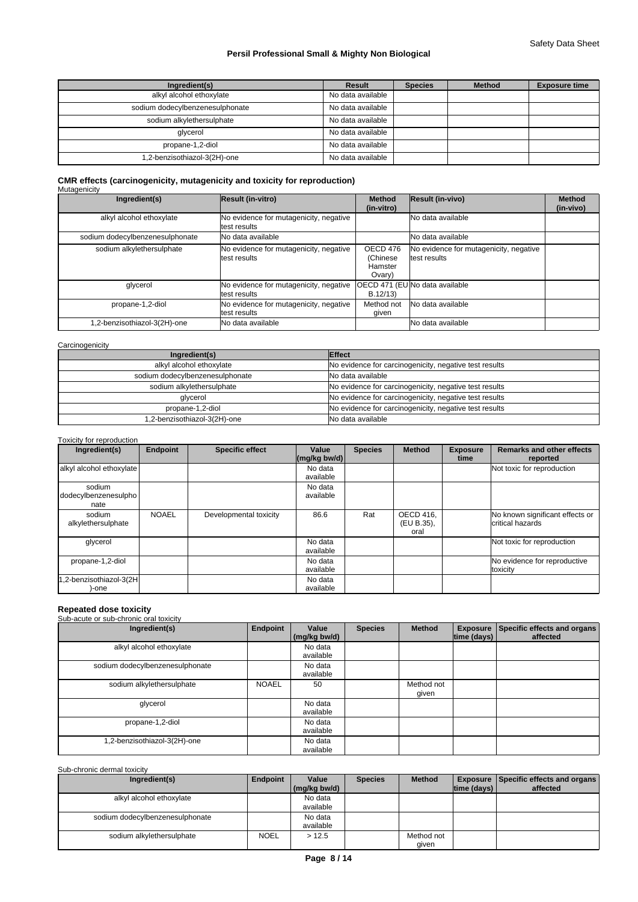| Ingredient(s) | Result | Species | Method | Exposure time |
| --- | --- | --- | --- | --- |
| alkyl alcohol ethoxylate | No data available | | | |
| sodium dodecylbenzenesulphonate | No data available | | | |
| sodium alkylethersulphate | No data available | | | |
| glycerol | No data available | | | |
| propane-1,2-diol | No data available | | | |
| 1,2-benzisothiazol-3(2H)-one | No data available | | | |

### CMR effects (carcinogenicity, mutagenicity and toxicity for reproduction)

Mutagenicity

| Ingredient(s) | Result (in-vitro) | Method (in-vitro) | Result (in-vivo) | Method (in-vivo) |
| --- | --- | --- | --- | --- |
| alkyl alcohol ethoxylate | No evidence for mutagenicity, negative test results | | No data available | |
| sodium dodecylbenzenesulphonate | No data available | | No data available | |
| sodium alkylethersulphate | No evidence for mutagenicity, negative test results | OECD 476 (Chinese Hamster Ovary) | No evidence for mutagenicity, negative test results | |
| glycerol | No evidence for mutagenicity, negative test results | OECD 471 (EU B.12/13) | No data available | |
| propane-1,2-diol | No evidence for mutagenicity, negative test results | Method not given | No data available | |
| 1,2-benzisothiazol-3(2H)-one | No data available | | No data available | |

Carcinogenicity

| Ingredient(s) | Effect |
| --- | --- |
| alkyl alcohol ethoxylate | No evidence for carcinogenicity, negative test results |
| sodium dodecylbenzenesulphonate | No data available |
| sodium alkylethersulphate | No evidence for carcinogenicity, negative test results |
| glycerol | No evidence for carcinogenicity, negative test results |
| propane-1,2-diol | No evidence for carcinogenicity, negative test results |
| 1,2-benzisothiazol-3(2H)-one | No data available |

Toxicity for reproduction

| Ingredient(s) | Endpoint | Specific effect | Value (mg/kg bw/d) | Species | Method | Exposure time | Remarks and other effects reported |
| --- | --- | --- | --- | --- | --- | --- | --- |
| alkyl alcohol ethoxylate | | | No data available | | | | Not toxic for reproduction |
| sodium dodecylbenzenesulphonate | | | No data available | | | | |
| sodium alkylethersulphate | NOAEL | Developmental toxicity | 86.6 | Rat | OECD 416, (EU B.35), oral | | No known significant effects or critical hazards |
| glycerol | | | No data available | | | | Not toxic for reproduction |
| propane-1,2-diol | | | No data available | | | | No evidence for reproductive toxicity |
| 1,2-benzisothiazol-3(2H)-one | | | No data available | | | | |

### Repeated dose toxicity

Sub-acute or sub-chronic oral toxicity

| Ingredient(s) | Endpoint | Value (mg/kg bw/d) | Species | Method | Exposure time (days) | Specific effects and organs affected |
| --- | --- | --- | --- | --- | --- | --- |
| alkyl alcohol ethoxylate | | No data available | | | | |
| sodium dodecylbenzenesulphonate | | No data available | | | | |
| sodium alkylethersulphate | NOAEL | 50 | | Method not given | | |
| glycerol | | No data available | | | | |
| propane-1,2-diol | | No data available | | | | |
| 1,2-benzisothiazol-3(2H)-one | | No data available | | | | |

Sub-chronic dermal toxicity

| Ingredient(s) | Endpoint | Value (mg/kg bw/d) | Species | Method | Exposure time (days) | Specific effects and organs affected |
| --- | --- | --- | --- | --- | --- | --- |
| alkyl alcohol ethoxylate | | No data available | | | | |
| sodium dodecylbenzenesulphonate | | No data available | | | | |
| sodium alkylethersulphate | NOEL | > 12.5 | | Method not given | | |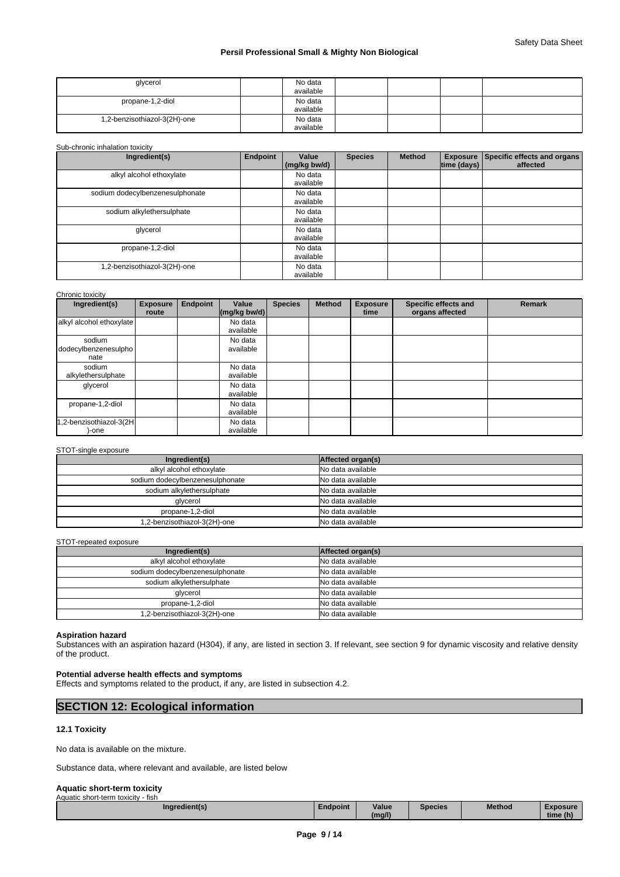| | | | | | | |
|---|---|---|---|---|---|---|
| glycerol | | No data available | | | | |
| propane-1,2-diol | | No data available | | | | |
| 1,2-benzisothiazol-3(2H)-one | | No data available | | | | |

Sub-chronic inhalation toxicity

| Ingredient(s) | Endpoint | Value (mg/kg bw/d) | Species | Method | Exposure time (days) | Specific effects and organs affected |
|---|---|---|---|---|---|---|
| alkyl alcohol ethoxylate | | No data available | | | | |
| sodium dodecylbenzenesulphonate | | No data available | | | | |
| sodium alkylethersulphate | | No data available | | | | |
| glycerol | | No data available | | | | |
| propane-1,2-diol | | No data available | | | | |
| 1,2-benzisothiazol-3(2H)-one | | No data available | | | | |

Chronic toxicity

| Ingredient(s) | Exposure route | Endpoint | Value (mg/kg bw/d) | Species | Method | Exposure time | Specific effects and organs affected | Remark |
|---|---|---|---|---|---|---|---|---|
| alkyl alcohol ethoxylate | | | No data available | | | | | |
| sodium dodecylbenzenesulphonate | | | No data available | | | | | |
| sodium alkylethersulphate | | | No data available | | | | | |
| glycerol | | | No data available | | | | | |
| propane-1,2-diol | | | No data available | | | | | |
| 1,2-benzisothiazol-3(2H)-one | | | No data available | | | | | |

STOT-single exposure

| Ingredient(s) | Affected organ(s) |
|---|---|
| alkyl alcohol ethoxylate | No data available |
| sodium dodecylbenzenesulphonate | No data available |
| sodium alkylethersulphate | No data available |
| glycerol | No data available |
| propane-1,2-diol | No data available |
| 1,2-benzisothiazol-3(2H)-one | No data available |

STOT-repeated exposure

| Ingredient(s) | Affected organ(s) |
|---|---|
| alkyl alcohol ethoxylate | No data available |
| sodium dodecylbenzenesulphonate | No data available |
| sodium alkylethersulphate | No data available |
| glycerol | No data available |
| propane-1,2-diol | No data available |
| 1,2-benzisothiazol-3(2H)-one | No data available |

**Aspiration hazard**

Substances with an aspiration hazard (H304), if any, are listed in section 3. If relevant, see section 9 for dynamic viscosity and relative density of the product.

**Potential adverse health effects and symptoms**

Effects and symptoms related to the product, if any, are listed in subsection 4.2.

## SECTION 12: Ecological information

### 12.1 Toxicity

No data is available on the mixture.

Substance data, where relevant and available, are listed below

**Aquatic short-term toxicity**

Aquatic short-term toxicity - fish

| Ingredient(s) | Endpoint | Value (mg/l) | Species | Method | Exposure time (h) |
|---|---|---|---|---|---|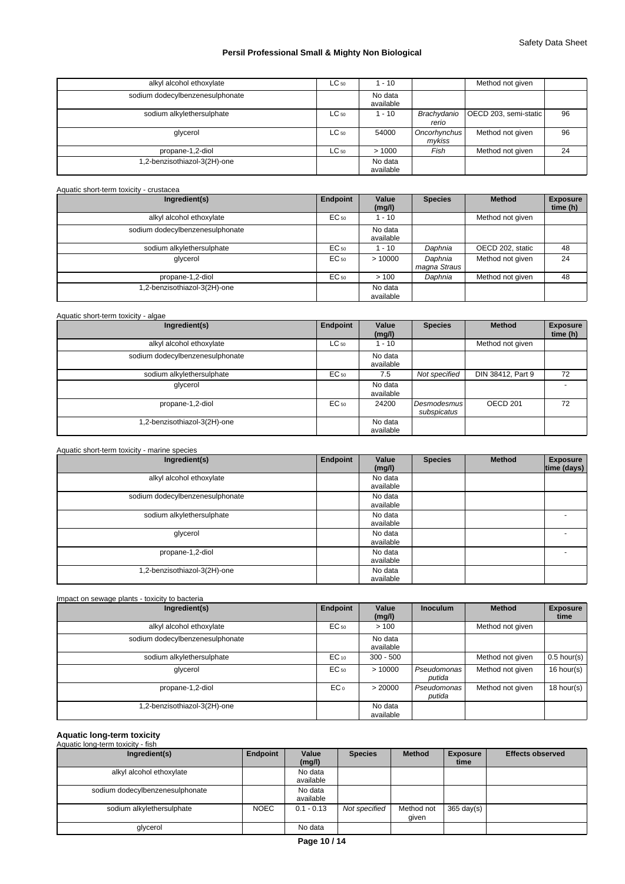| alkyl alcohol ethoxylate | $LC_{50}$ | 1 - 10 | | Method not given | |
|---|---|---|---|---|---|
| sodium dodecylbenzenesulphonate | | No data available | | | |
| sodium alkylethersulphate | $LC_{50}$ | 1 - 10 | *Brachydanio rerio* | OECD 203, semi-static | 96 |
| glycerol | $LC_{50}$ | 54000 | *Oncorhynchus mykiss* | Method not given | 96 |
| propane-1,2-diol | $LC_{50}$ | > 1000 | *Fish* | Method not given | 24 |
| 1,2-benzisothiazol-3(2H)-one | | No data available | | | |

Aquatic short-term toxicity - crustacea

| Ingredient(s) | Endpoint | Value (mg/l) | Species | Method | Exposure time (h) |
|---|---|---|---|---|---|
| alkyl alcohol ethoxylate | $EC_{50}$ | 1 - 10 | | Method not given | |
| sodium dodecylbenzenesulphonate | | No data available | | | |
| sodium alkylethersulphate | $EC_{50}$ | 1 - 10 | *Daphnia* | OECD 202, static | 48 |
| glycerol | $EC_{50}$ | > 10000 | *Daphnia magna Straus* | Method not given | 24 |
| propane-1,2-diol | $EC_{50}$ | > 100 | *Daphnia* | Method not given | 48 |
| 1,2-benzisothiazol-3(2H)-one | | No data available | | | |

Aquatic short-term toxicity - algae

| Ingredient(s) | Endpoint | Value (mg/l) | Species | Method | Exposure time (h) |
|---|---|---|---|---|---|
| alkyl alcohol ethoxylate | $LC_{50}$ | 1 - 10 | | Method not given | |
| sodium dodecylbenzenesulphonate | | No data available | | | |
| sodium alkylethersulphate | $EC_{50}$ | 7.5 | *Not specified* | DIN 38412, Part 9 | 72 |
| glycerol | | No data available | | | - |
| propane-1,2-diol | $EC_{50}$ | 24200 | *Desmodesmus subspicatus* | OECD 201 | 72 |
| 1,2-benzisothiazol-3(2H)-one | | No data available | | | |

Aquatic short-term toxicity - marine species

| Ingredient(s) | Endpoint | Value (mg/l) | Species | Method | Exposure time (days) |
|---|---|---|---|---|---|
| alkyl alcohol ethoxylate | | No data available | | | |
| sodium dodecylbenzenesulphonate | | No data available | | | |
| sodium alkylethersulphate | | No data available | | | - |
| glycerol | | No data available | | | - |
| propane-1,2-diol | | No data available | | | - |
| 1,2-benzisothiazol-3(2H)-one | | No data available | | | |

Impact on sewage plants - toxicity to bacteria

| Ingredient(s) | Endpoint | Value (mg/l) | Inoculum | Method | Exposure time |
|---|---|---|---|---|---|
| alkyl alcohol ethoxylate | $EC_{50}$ | > 100 | | Method not given | |
| sodium dodecylbenzenesulphonate | | No data available | | | |
| sodium alkylethersulphate | $EC_{10}$ | 300 - 500 | | Method not given | 0.5 hour(s) |
| glycerol | $EC_{50}$ | > 10000 | *Pseudomonas putida* | Method not given | 16 hour(s) |
| propane-1,2-diol | $EC_{0}$ | > 20000 | *Pseudomonas putida* | Method not given | 18 hour(s) |
| 1,2-benzisothiazol-3(2H)-one | | No data available | | | |

**Aquatic long-term toxicity**

Aquatic long-term toxicity - fish

| Ingredient(s) | Endpoint | Value (mg/l) | Species | Method | Exposure time | Effects observed |
|---|---|---|---|---|---|---|
| alkyl alcohol ethoxylate | | No data available | | | | |
| sodium dodecylbenzenesulphonate | | No data available | | | | |
| sodium alkylethersulphate | NOEC | 0.1 - 0.13 | *Not specified* | Method not given | 365 day(s) | |
| glycerol | | No data | | | | |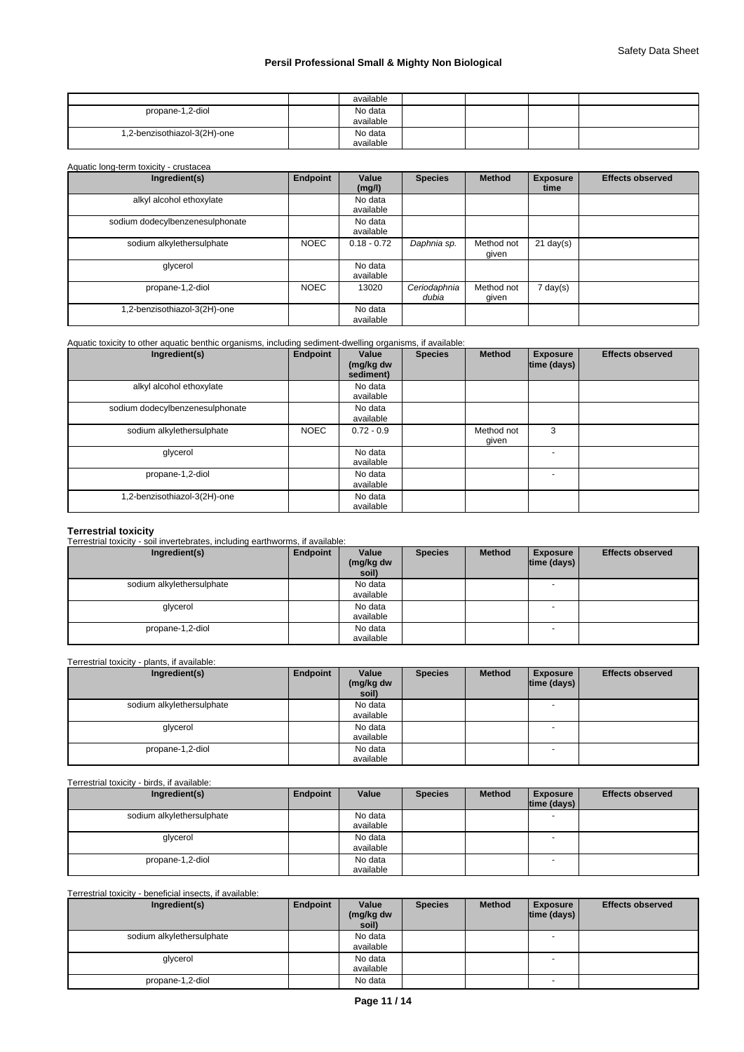|  |  | available |  |  |  |  |
| --- | --- | --- | --- | --- | --- | --- |
| propane-1,2-diol |  | No data available |  |  |  |  |
| 1,2-benzisothiazol-3(2H)-one |  | No data available |  |  |  |  |

Aquatic long-term toxicity - crustacea

| Ingredient(s) | Endpoint | Value (mg/l) | Species | Method | Exposure time | Effects observed |
| --- | --- | --- | --- | --- | --- | --- |
| alkyl alcohol ethoxylate |  | No data available |  |  |  |  |
| sodium dodecylbenzenesulphonate |  | No data available |  |  |  |  |
| sodium alkylethersulphate | NOEC | 0.18 - 0.72 | *Daphnia sp.* | Method not given | 21 day(s) |  |
| glycerol |  | No data available |  |  |  |  |
| propane-1,2-diol | NOEC | 13020 | *Ceriodaphnia dubia* | Method not given | 7 day(s) |  |
| 1,2-benzisothiazol-3(2H)-one |  | No data available |  |  |  |  |

Aquatic toxicity to other aquatic benthic organisms, including sediment-dwelling organisms, if available:

| Ingredient(s) | Endpoint | Value (mg/kg dw sediment) | Species | Method | Exposure time (days) | Effects observed |
| --- | --- | --- | --- | --- | --- | --- |
| alkyl alcohol ethoxylate |  | No data available |  |  |  |  |
| sodium dodecylbenzenesulphonate |  | No data available |  |  |  |  |
| sodium alkylethersulphate | NOEC | 0.72 - 0.9 |  | Method not given | 3 |  |
| glycerol |  | No data available |  |  | - |  |
| propane-1,2-diol |  | No data available |  |  | - |  |
| 1,2-benzisothiazol-3(2H)-one |  | No data available |  |  |  |  |

**Terrestrial toxicity**

Terrestrial toxicity - soil invertebrates, including earthworms, if available:

| Ingredient(s) | Endpoint | Value (mg/kg dw soil) | Species | Method | Exposure time (days) | Effects observed |
| --- | --- | --- | --- | --- | --- | --- |
| sodium alkylethersulphate |  | No data available |  |  | - |  |
| glycerol |  | No data available |  |  | - |  |
| propane-1,2-diol |  | No data available |  |  | - |  |

Terrestrial toxicity - plants, if available:

| Ingredient(s) | Endpoint | Value (mg/kg dw soil) | Species | Method | Exposure time (days) | Effects observed |
| --- | --- | --- | --- | --- | --- | --- |
| sodium alkylethersulphate |  | No data available |  |  | - |  |
| glycerol |  | No data available |  |  | - |  |
| propane-1,2-diol |  | No data available |  |  | - |  |

Terrestrial toxicity - birds, if available:

| Ingredient(s) | Endpoint | Value | Species | Method | Exposure time (days) | Effects observed |
| --- | --- | --- | --- | --- | --- | --- |
| sodium alkylethersulphate |  | No data available |  |  | - |  |
| glycerol |  | No data available |  |  | - |  |
| propane-1,2-diol |  | No data available |  |  | - |  |

Terrestrial toxicity - beneficial insects, if available:

| Ingredient(s) | Endpoint | Value (mg/kg dw soil) | Species | Method | Exposure time (days) | Effects observed |
| --- | --- | --- | --- | --- | --- | --- |
| sodium alkylethersulphate |  | No data available |  |  | - |  |
| glycerol |  | No data available |  |  | - |  |
| propane-1,2-diol |  | No data |  |  | - |  |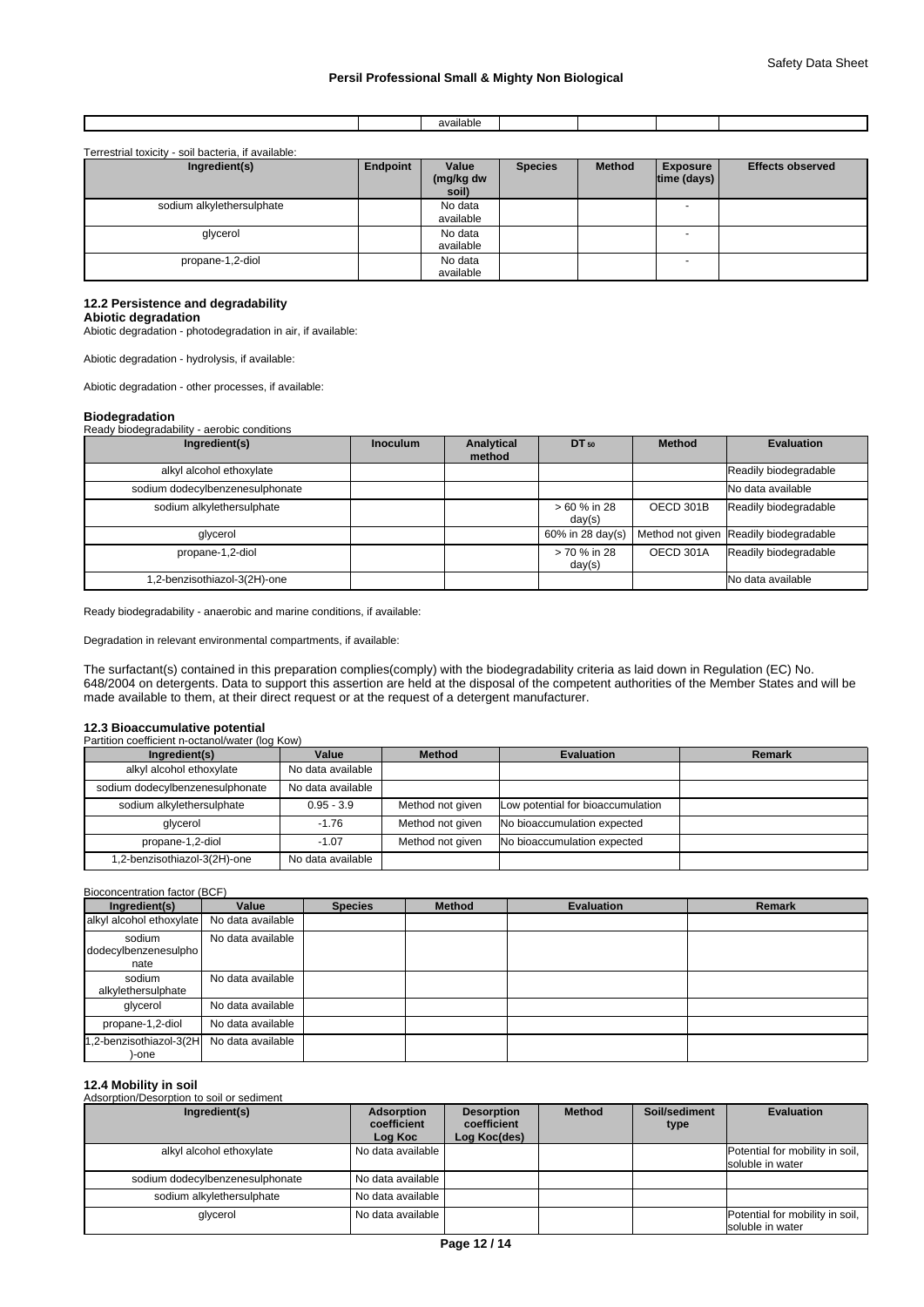| | | available | | | | |
|---|---|---|---|---|---|---|

Terrestrial toxicity - soil bacteria, if available:

| Ingredient(s) | Endpoint | Value (mg/kg dw soil) | Species | Method | Exposure time (days) | Effects observed |
|---|---|---|---|---|---|---|
| sodium alkylethersulphate | | No data available | | | - | |
| glycerol | | No data available | | | - | |
| propane-1,2-diol | | No data available | | | - | |

### 12.2 Persistence and degradability

**Abiotic degradation**

Abiotic degradation - photodegradation in air, if available:

Abiotic degradation - hydrolysis, if available:

Abiotic degradation - other processes, if available:

**Biodegradation**

Ready biodegradability - aerobic conditions

| Ingredient(s) | Inoculum | Analytical method | $DT_{50}$ | Method | Evaluation |
|---|---|---|---|---|---|
| alkyl alcohol ethoxylate | | | | | Readily biodegradable |
| sodium dodecylbenzenesulphonate | | | | | No data available |
| sodium alkylethersulphate | | | > 60 % in 28 day(s) | OECD 301B | Readily biodegradable |
| glycerol | | | 60% in 28 day(s) | Method not given | Readily biodegradable |
| propane-1,2-diol | | | > 70 % in 28 day(s) | OECD 301A | Readily biodegradable |
| 1,2-benzisothiazol-3(2H)-one | | | | | No data available |

Ready biodegradability - anaerobic and marine conditions, if available:

Degradation in relevant environmental compartments, if available:

The surfactant(s) contained in this preparation complies(comply) with the biodegradability criteria as laid down in Regulation (EC) No. 648/2004 on detergents. Data to support this assertion are held at the disposal of the competent authorities of the Member States and will be made available to them, at their direct request or at the request of a detergent manufacturer.

### 12.3 Bioaccumulative potential

Partition coefficient n-octanol/water (log Kow)

| Ingredient(s) | Value | Method | Evaluation | Remark |
|---|---|---|---|---|
| alkyl alcohol ethoxylate | No data available | | | |
| sodium dodecylbenzenesulphonate | No data available | | | |
| sodium alkylethersulphate | 0.95 - 3.9 | Method not given | Low potential for bioaccumulation | |
| glycerol | -1.76 | Method not given | No bioaccumulation expected | |
| propane-1,2-diol | -1.07 | Method not given | No bioaccumulation expected | |
| 1,2-benzisothiazol-3(2H)-one | No data available | | | |

Bioconcentration factor (BCF)

| Ingredient(s) | Value | Species | Method | Evaluation | Remark |
|---|---|---|---|---|---|
| alkyl alcohol ethoxylate | No data available | | | | |
| sodium dodecylbenzenesulphonate | No data available | | | | |
| sodium alkylethersulphate | No data available | | | | |
| glycerol | No data available | | | | |
| propane-1,2-diol | No data available | | | | |
| 1,2-benzisothiazol-3(2H)-one | No data available | | | | |

### 12.4 Mobility in soil

Adsorption/Desorption to soil or sediment

| Ingredient(s) | Adsorption coefficient Log Koc | Desorption coefficient Log Koc(des) | Method | Soil/sediment type | Evaluation |
|---|---|---|---|---|---|
| alkyl alcohol ethoxylate | No data available | | | | Potential for mobility in soil, soluble in water |
| sodium dodecylbenzenesulphonate | No data available | | | | |
| sodium alkylethersulphate | No data available | | | | |
| glycerol | No data available | | | | Potential for mobility in soil, soluble in water |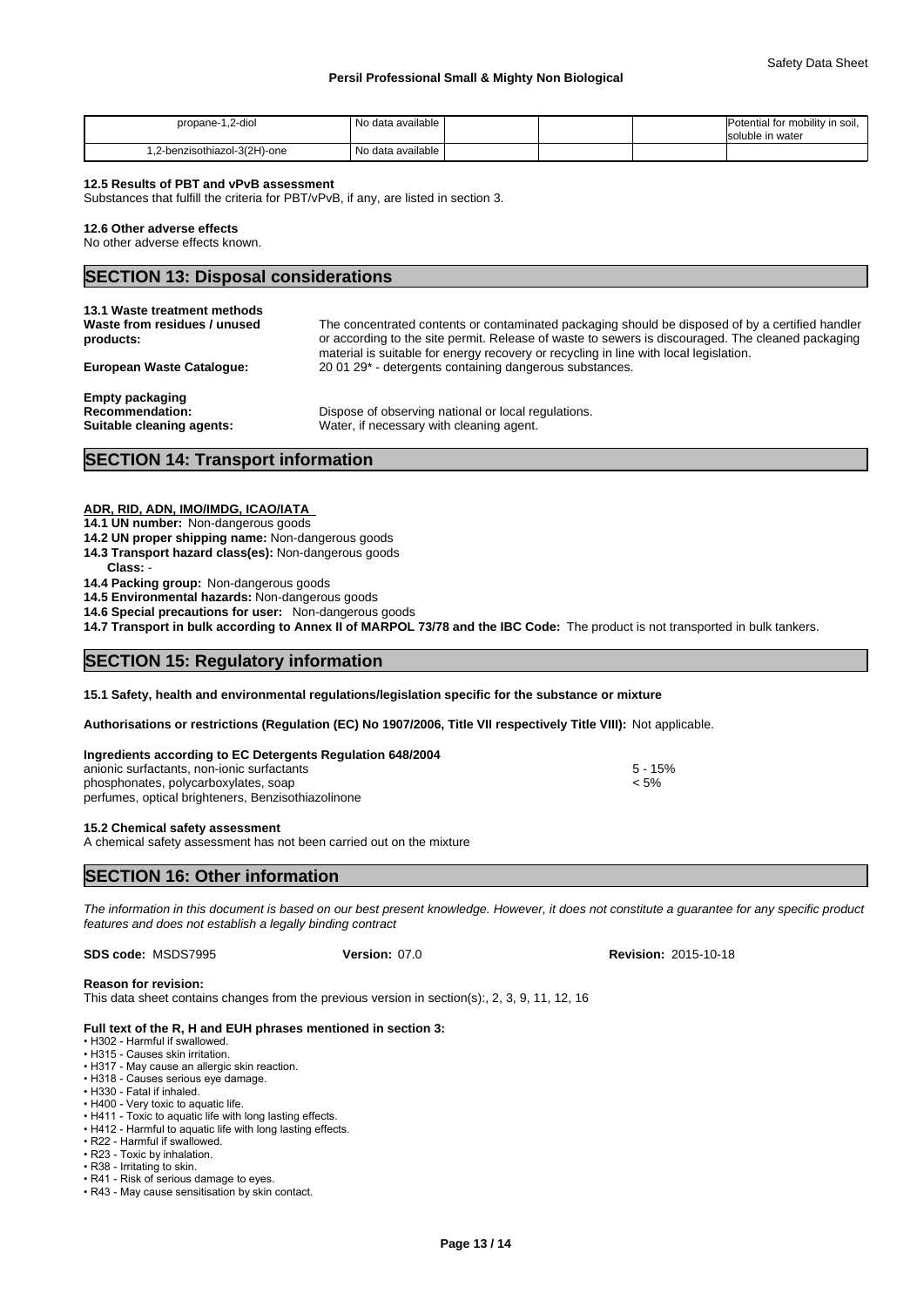| propane-1,2-diol | No data available | | | | Potential for mobility in soil, soluble in water |
|---|---|---|---|---|---|
| 1,2-benzisothiazol-3(2H)-one | No data available | | | | |

**12.5 Results of PBT and vPvB assessment**
Substances that fulfill the criteria for PBT/vPvB, if any, are listed in section 3.

**12.6 Other adverse effects**
No other adverse effects known.

## SECTION 13: Disposal considerations

**13.1 Waste treatment methods**

**Waste from residues / unused products:** The concentrated contents or contaminated packaging should be disposed of by a certified handler or according to the site permit. Release of waste to sewers is discouraged. The cleaned packaging material is suitable for energy recovery or recycling in line with local legislation.

**European Waste Catalogue:** 20 01 29* - detergents containing dangerous substances.

**Empty packaging**

**Recommendation:** Dispose of observing national or local regulations.

**Suitable cleaning agents:** Water, if necessary with cleaning agent.

## SECTION 14: Transport information

**ADR, RID, ADN, IMO/IMDG, ICAO/IATA**

**14.1 UN number:** Non-dangerous goods
**14.2 UN proper shipping name:** Non-dangerous goods
**14.3 Transport hazard class(es):** Non-dangerous goods
**Class:** -
**14.4 Packing group:** Non-dangerous goods
**14.5 Environmental hazards:** Non-dangerous goods
**14.6 Special precautions for user:** Non-dangerous goods
**14.7 Transport in bulk according to Annex II of MARPOL 73/78 and the IBC Code:** The product is not transported in bulk tankers.

## SECTION 15: Regulatory information

**15.1 Safety, health and environmental regulations/legislation specific for the substance or mixture**

**Authorisations or restrictions (Regulation (EC) No 1907/2006, Title VII respectively Title VIII):** Not applicable.

**Ingredients according to EC Detergents Regulation 648/2004**

| | |
|---|---|
| anionic surfactants, non-ionic surfactants | 5 - 15% |
| phosphonates, polycarboxylates, soap | < 5% |
| perfumes, optical brighteners, Benzisothiazolinone | |

**15.2 Chemical safety assessment**
A chemical safety assessment has not been carried out on the mixture

## SECTION 16: Other information

*The information in this document is based on our best present knowledge. However, it does not constitute a guarantee for any specific product features and does not establish a legally binding contract*

**SDS code:** MSDS7995 **Version:** 07.0 **Revision:** 2015-10-18

**Reason for revision:**
This data sheet contains changes from the previous version in section(s):, 2, 3, 9, 11, 12, 16

**Full text of the R, H and EUH phrases mentioned in section 3:**

- H302 - Harmful if swallowed.
- H315 - Causes skin irritation.
- H317 - May cause an allergic skin reaction.
- H318 - Causes serious eye damage.
- H330 - Fatal if inhaled.
- H400 - Very toxic to aquatic life.
- H411 - Toxic to aquatic life with long lasting effects.
- H412 - Harmful to aquatic life with long lasting effects.
- R22 - Harmful if swallowed.
- R23 - Toxic by inhalation.
- R38 - Irritating to skin.
- R41 - Risk of serious damage to eyes.
- R43 - May cause sensitisation by skin contact.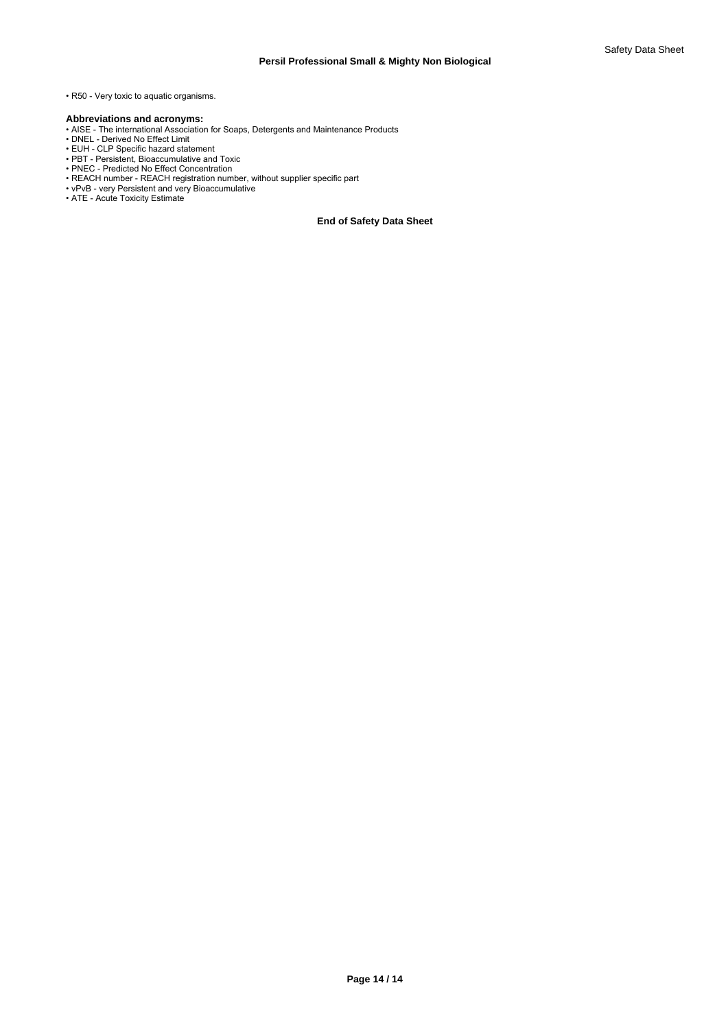• R50 - Very toxic to aquatic organisms.

**Abbreviations and acronyms:**

- AISE - The international Association for Soaps, Detergents and Maintenance Products
- DNEL - Derived No Effect Limit
- EUH - CLP Specific hazard statement
- PBT - Persistent, Bioaccumulative and Toxic
- PNEC - Predicted No Effect Concentration
- REACH number - REACH registration number, without supplier specific part
- vPvB - very Persistent and very Bioaccumulative
- ATE - Acute Toxicity Estimate

**End of Safety Data Sheet**